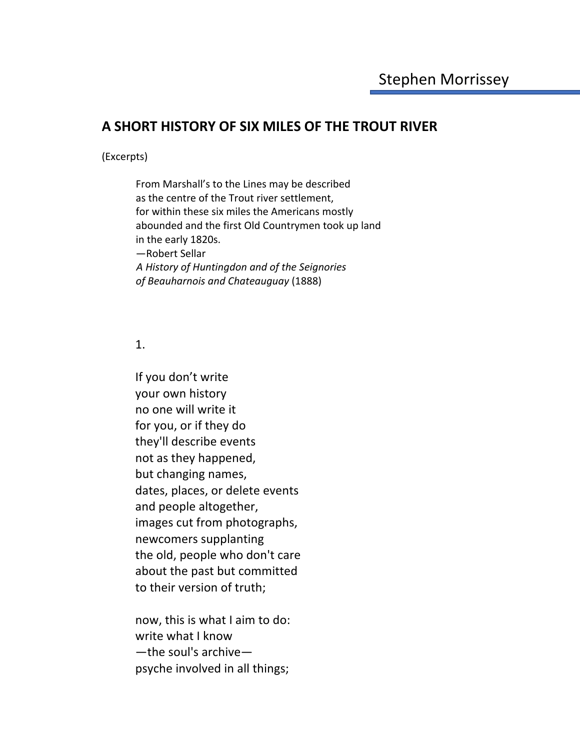Stephen Morrissey

# A SHORT HISTORY OF SIX MILES OF THE TROUT RIVER

(Excerpts)

> From Marshall's to the Lines may be described
> as the centre of the Trout river settlement,
> for within these six miles the Americans mostly
> abounded and the first Old Countrymen took up land
> in the early 1820s.
> —Robert Sellar
> *A History of Huntingdon and of the Seignories*
> *of Beauharnois and Chateauguay* (1888)

1.

If you don't write
your own history
no one will write it
for you, or if they do
they'll describe events
not as they happened,
but changing names,
dates, places, or delete events
and people altogether,
images cut from photographs,
newcomers supplanting
the old, people who don't care
about the past but committed
to their version of truth;

now, this is what I aim to do:
write what I know
—the soul's archive—
psyche involved in all things;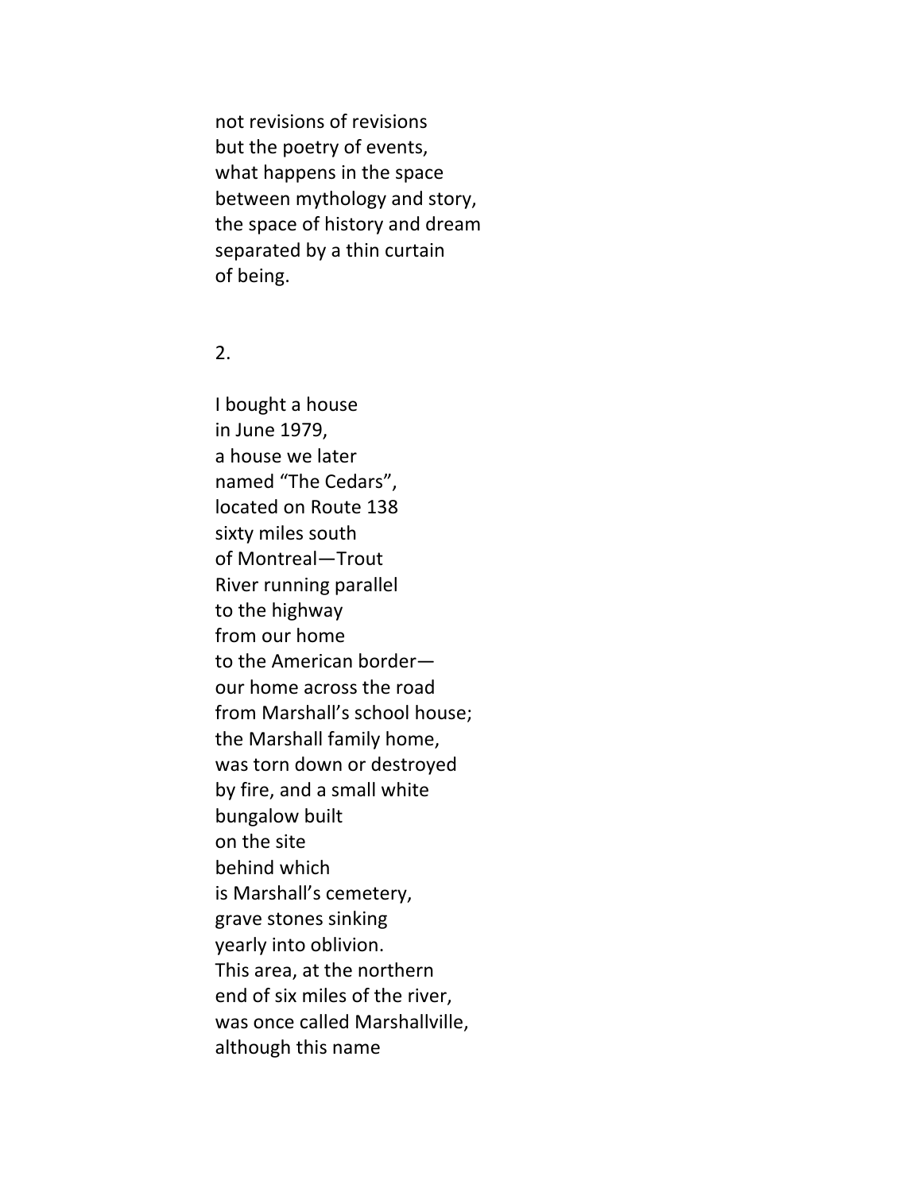not revisions of revisions  
but the poetry of events,  
what happens in the space  
between mythology and story,  
the space of history and dream  
separated by a thin curtain  
of being.

2.

I bought a house  
in June 1979,  
a house we later  
named "The Cedars",  
located on Route 138  
sixty miles south  
of Montreal—Trout  
River running parallel  
to the highway  
from our home  
to the American border—  
our home across the road  
from Marshall's school house;  
the Marshall family home,  
was torn down or destroyed  
by fire, and a small white  
bungalow built  
on the site  
behind which  
is Marshall's cemetery,  
grave stones sinking  
yearly into oblivion.  
This area, at the northern  
end of six miles of the river,  
was once called Marshallville,  
although this name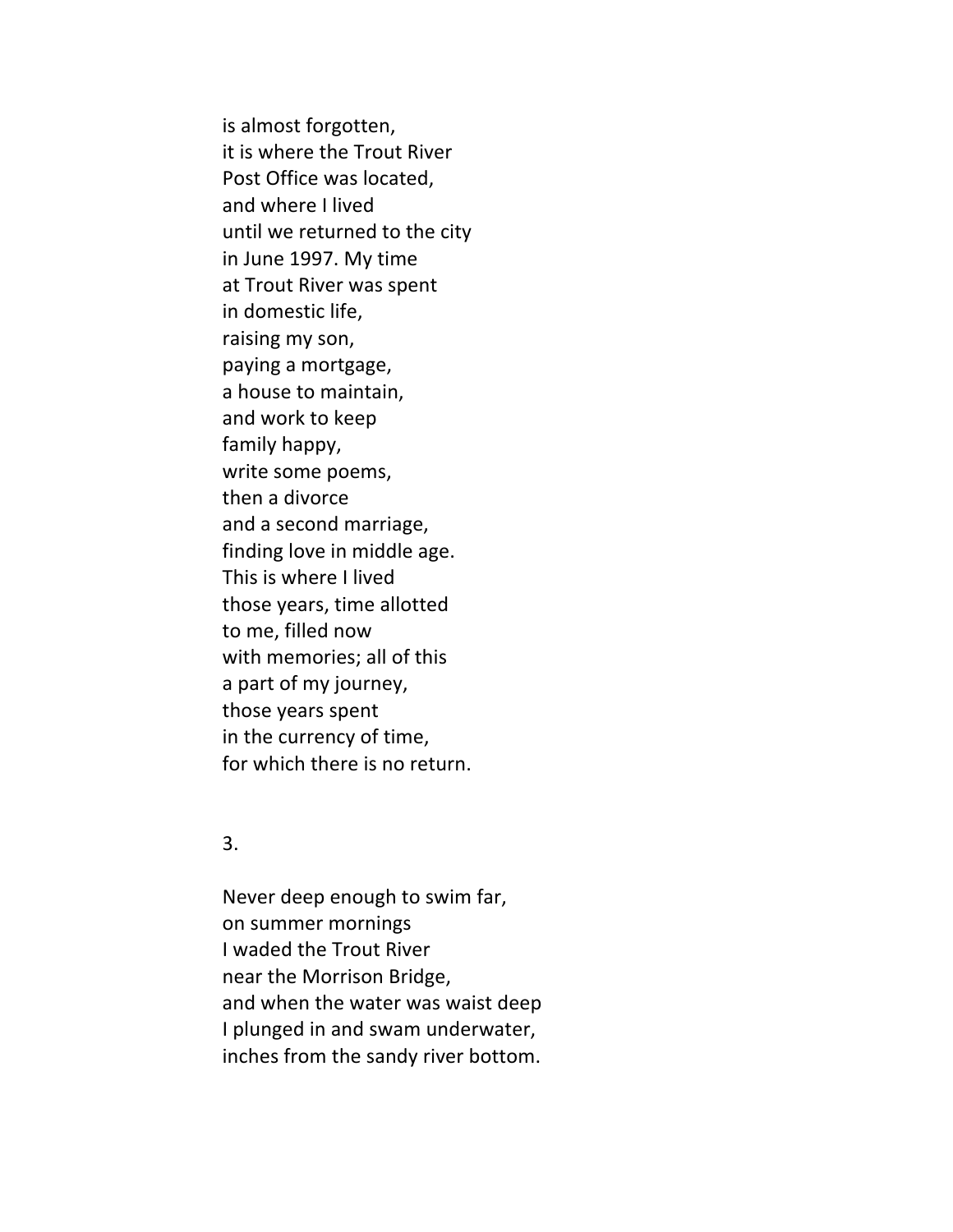is almost forgotten,  
it is where the Trout River  
Post Office was located,  
and where I lived  
until we returned to the city  
in June 1997. My time  
at Trout River was spent  
in domestic life,  
raising my son,  
paying a mortgage,  
a house to maintain,  
and work to keep  
family happy,  
write some poems,  
then a divorce  
and a second marriage,  
finding love in middle age.  
This is where I lived  
those years, time allotted  
to me, filled now  
with memories; all of this  
a part of my journey,  
those years spent  
in the currency of time,  
for which there is no return.

3.

Never deep enough to swim far,  
on summer mornings  
I waded the Trout River  
near the Morrison Bridge,  
and when the water was waist deep  
I plunged in and swam underwater,  
inches from the sandy river bottom.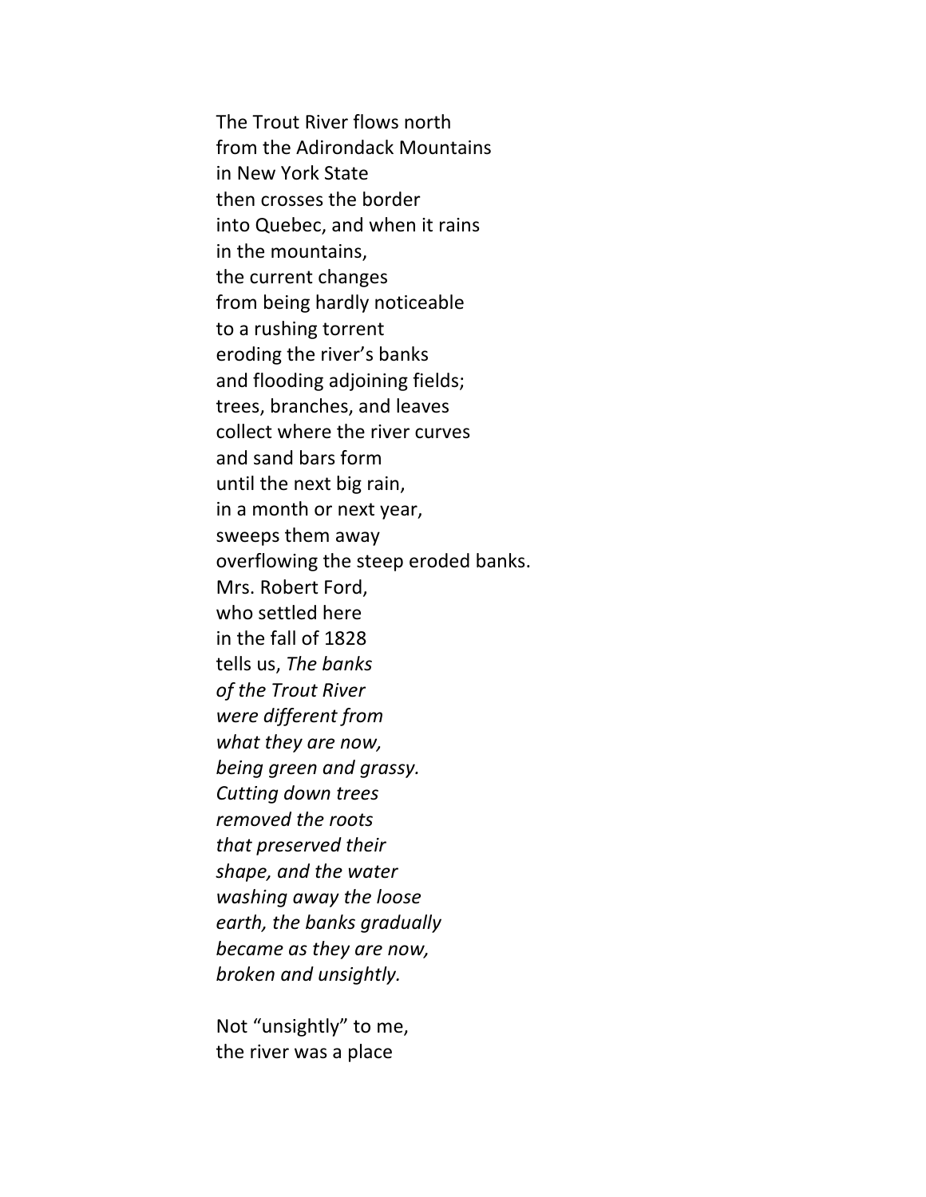The Trout River flows north  
from the Adirondack Mountains  
in New York State  
then crosses the border  
into Quebec, and when it rains  
in the mountains,  
the current changes  
from being hardly noticeable  
to a rushing torrent  
eroding the river's banks  
and flooding adjoining fields;  
trees, branches, and leaves  
collect where the river curves  
and sand bars form  
until the next big rain,  
in a month or next year,  
sweeps them away  
overflowing the steep eroded banks.  
Mrs. Robert Ford,  
who settled here  
in the fall of 1828  
tells us, *The banks*  
*of the Trout River*  
*were different from*  
*what they are now,*  
*being green and grassy.*  
*Cutting down trees*  
*removed the roots*  
*that preserved their*  
*shape, and the water*  
*washing away the loose*  
*earth, the banks gradually*  
*became as they are now,*  
*broken and unsightly.*

Not "unsightly" to me,  
the river was a place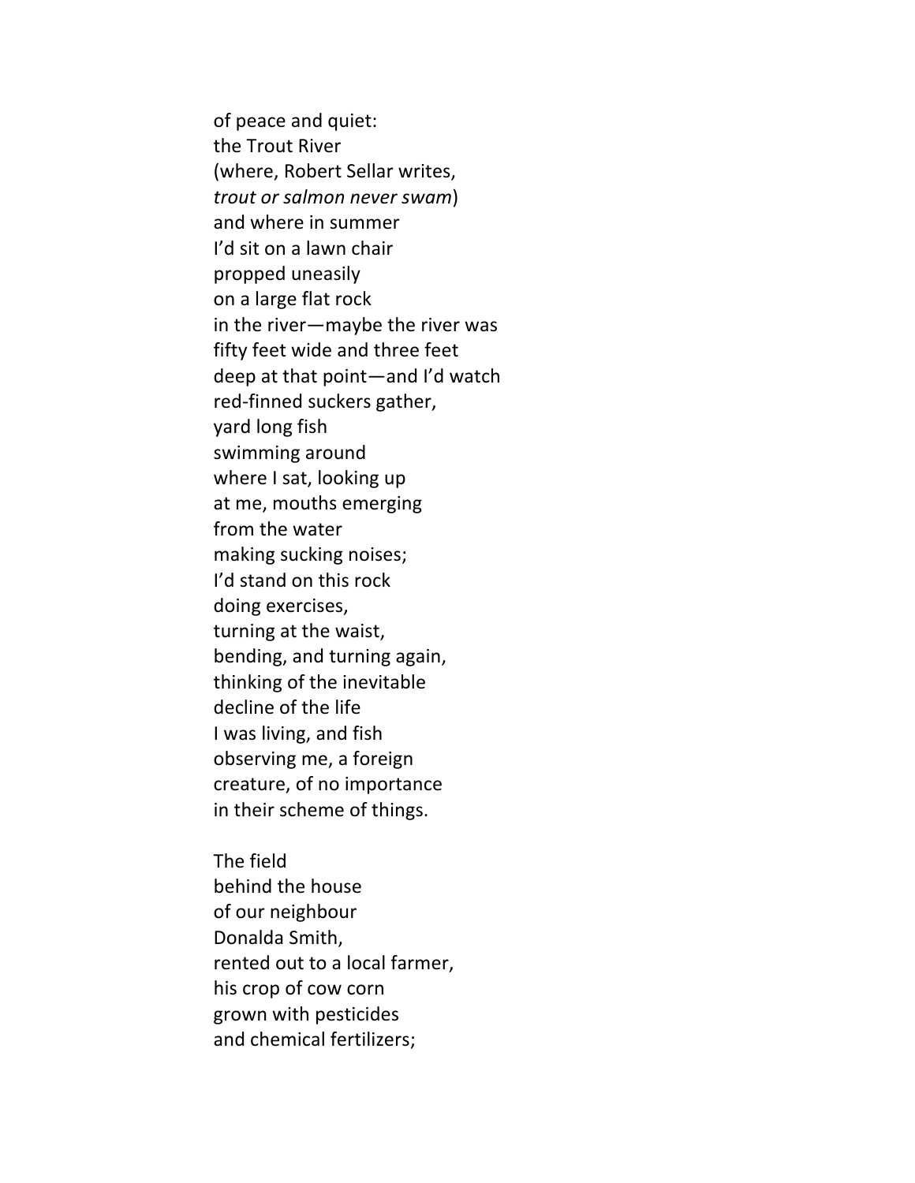of peace and quiet:  
the Trout River  
(where, Robert Sellar writes,  
*trout or salmon never swam*)  
and where in summer  
I'd sit on a lawn chair  
propped uneasily  
on a large flat rock  
in the river—maybe the river was  
fifty feet wide and three feet  
deep at that point—and I'd watch  
red-finned suckers gather,  
yard long fish  
swimming around  
where I sat, looking up  
at me, mouths emerging  
from the water  
making sucking noises;  
I'd stand on this rock  
doing exercises,  
turning at the waist,  
bending, and turning again,  
thinking of the inevitable  
decline of the life  
I was living, and fish  
observing me, a foreign  
creature, of no importance  
in their scheme of things.

The field  
behind the house  
of our neighbour  
Donalda Smith,  
rented out to a local farmer,  
his crop of cow corn  
grown with pesticides  
and chemical fertilizers;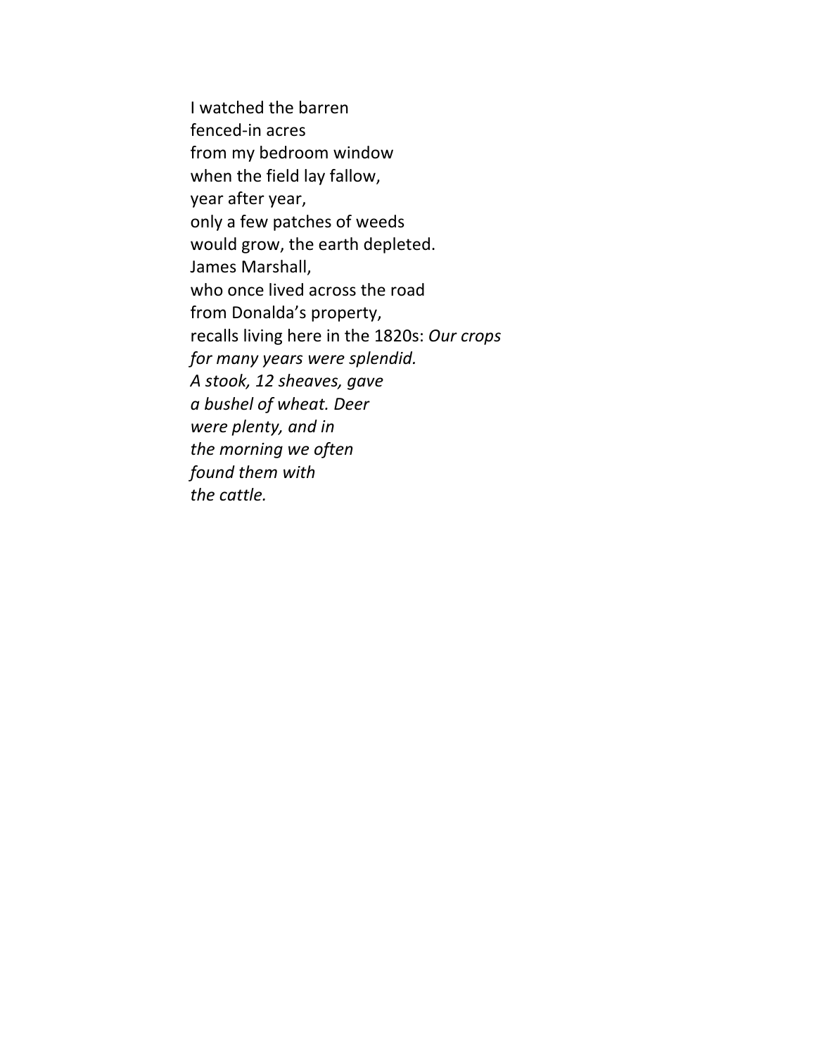I watched the barren  
fenced-in acres  
from my bedroom window  
when the field lay fallow,  
year after year,  
only a few patches of weeds  
would grow, the earth depleted.  
James Marshall,  
who once lived across the road  
from Donalda's property,  
recalls living here in the 1820s: *Our crops*  
*for many years were splendid.*  
*A stook, 12 sheaves, gave*  
*a bushel of wheat. Deer*  
*were plenty, and in*  
*the morning we often*  
*found them with*  
*the cattle.*